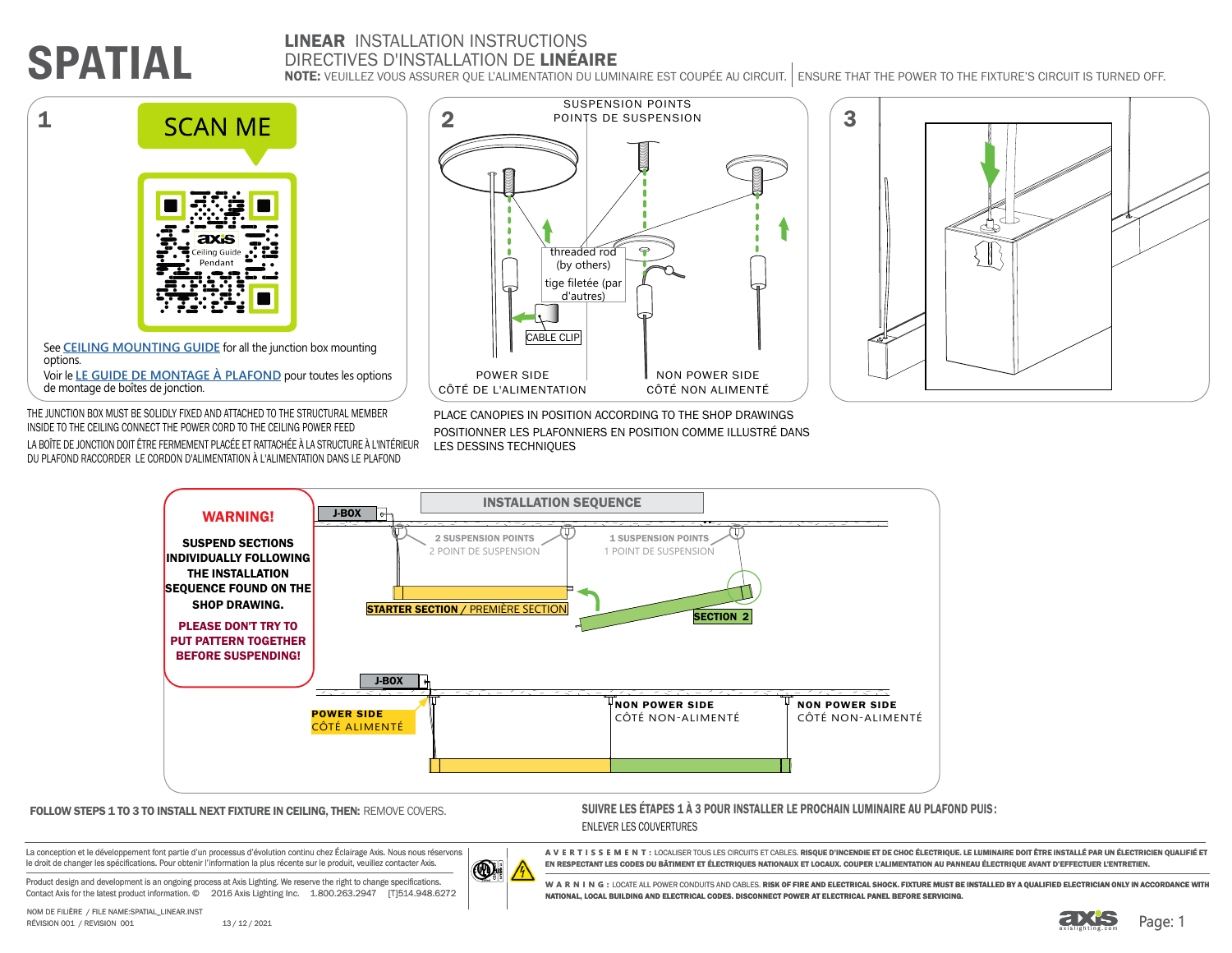# SPATIAL

## LINEAR INSTALLATION INSTRUCTIONS
## DIRECTIVES D'INSTALLATION DE LINÉAIRE

**NOTE:** VEUILLEZ VOUS ASSURER QUE L'ALIMENTATION DU LUMINAIRE EST COUPÉE AU CIRCUIT. | ENSURE THAT THE POWER TO THE FIXTURE'S CIRCUIT IS TURNED OFF.

### 1

SCAN ME

See CEILING MOUNTING GUIDE for all the junction box mounting options.
Voir le LE GUIDE DE MONTAGE À PLAFOND pour toutes les options de montage de boîtes de jonction.

THE JUNCTION BOX MUST BE SOLIDLY FIXED AND ATTACHED TO THE STRUCTURAL MEMBER INSIDE TO THE CEILING CONNECT THE POWER CORD TO THE CEILING POWER FEED

LA BOÎTE DE JONCTION DOIT ÊTRE FERMEMENT PLACÉE ET RATTACHÉE À LA STRUCTURE À L'INTÉRIEUR DU PLAFOND RACCORDER LE CORDON D'ALIMENTATION À L'ALIMENTATION DANS LE PLAFOND

### 2

SUSPENSION POINTS
POINTS DE SUSPENSION

threaded rod (by others)
tige filetée (par d'autres)

CABLE CLIP

POWER SIDE
CÔTÉ DE L'ALIMENTATION

NON POWER SIDE
CÔTÉ NON ALIMENTÉ

PLACE CANOPIES IN POSITION ACCORDING TO THE SHOP DRAWINGS

POSITIONNER LES PLAFONNIERS EN POSITION COMME ILLUSTRÉ DANS LES DESSINS TECHNIQUES

### 3

## INSTALLATION SEQUENCE

**WARNING!**

**SUSPEND SECTIONS INDIVIDUALLY FOLLOWING THE INSTALLATION SEQUENCE FOUND ON THE SHOP DRAWING.**

**PLEASE DON'T TRY TO PUT PATTERN TOGETHER BEFORE SUSPENDING!**

J-BOX

2 SUSPENSION POINTS
2 POINT DE SUSPENSION

1 SUSPENSION POINTS
1 POINT DE SUSPENSION

STARTER SECTION / PREMIÈRE SECTION

SECTION 2

J-BOX

POWER SIDE
CÔTÉ ALIMENTÉ

NON POWER SIDE
CÔTÉ NON-ALIMENTÉ

NON POWER SIDE
CÔTÉ NON-ALIMENTÉ

**FOLLOW STEPS 1 TO 3 TO INSTALL NEXT FIXTURE IN CEILING, THEN:** REMOVE COVERS.

**SUIVRE LES ÉTAPES 1 À 3 POUR INSTALLER LE PROCHAIN LUMINAIRE AU PLAFOND PUIS:**
ENLEVER LES COUVERTURES

La conception et le développement font partie d'un processus d'évolution continu chez Éclairage Axis. Nous nous réservons le droit de changer les spécifications. Pour obtenir l'information la plus récente sur le produit, veuillez contacter Axis.

Product design and development is an ongoing process at Axis Lighting. We reserve the right to change specifications. Contact Axis for the latest product information. © 2016 Axis Lighting Inc. 1.800.263.2947 [T]514.948.6272

**AVERTISSEMENT:** LOCALISER TOUS LES CIRCUITS ET CABLES. **RISQUE D'INCENDIE ET DE CHOC ÉLECTRIQUE. LE LUMINAIRE DOIT ÊTRE INSTALLÉ PAR UN ÉLECTRICIEN QUALIFIÉ ET EN RESPECTANT LES CODES DU BÂTIMENT ET ÉLECTRIQUES NATIONAUX ET LOCAUX. COUPER L'ALIMENTATION AU PANNEAU ÉLECTRIQUE AVANT D'EFFECTUER L'ENTRETIEN.**

**WARNING:** LOCATE ALL POWER CONDUITS AND CABLES. **RISK OF FIRE AND ELECTRICAL SHOCK. FIXTURE MUST BE INSTALLED BY A QUALIFIED ELECTRICIAN ONLY IN ACCORDANCE WITH NATIONAL, LOCAL BUILDING AND ELECTRICAL CODES. DISCONNECT POWER AT ELECTRICAL PANEL BEFORE SERVICING.**

NOM DE FILIÈRE / FILE NAME:SPATIAL_LINEAR.INST
RÉVISION 001 / REVISION 001 13 / 12 / 2021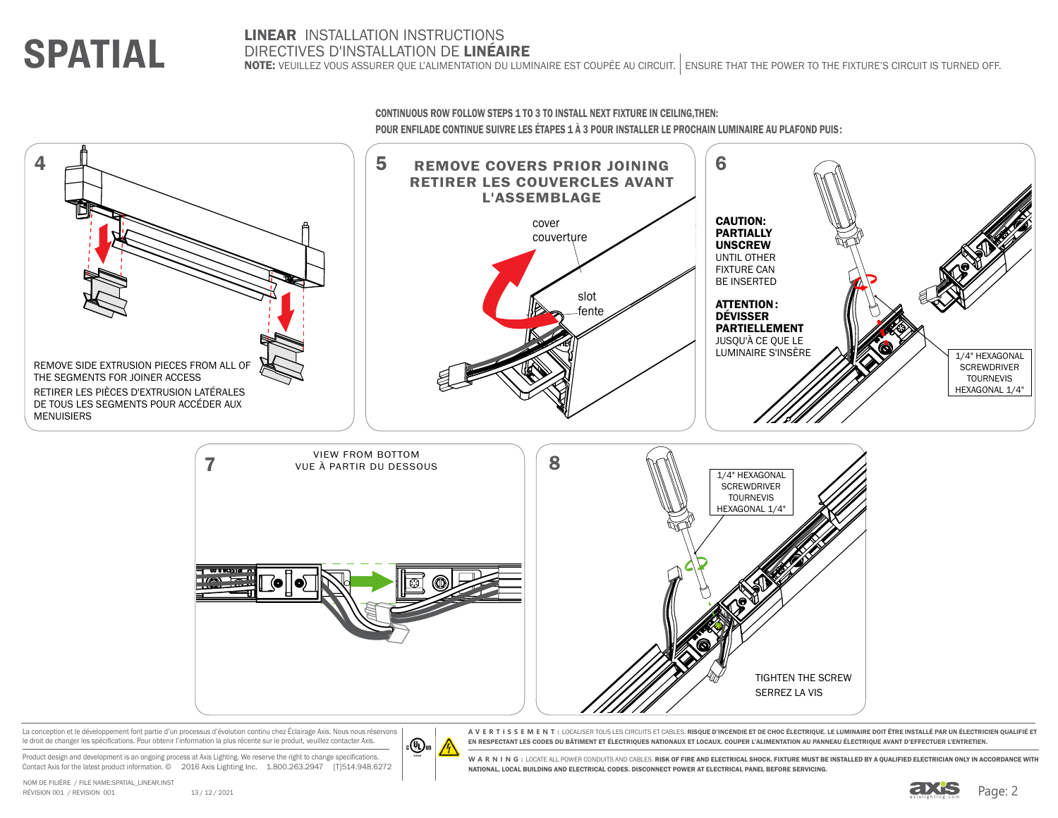# SPATIAL

## LINEAR INSTALLATION INSTRUCTIONS
## DIRECTIVES D'INSTALLATION DE LINÉAIRE

**NOTE:** VEUILLEZ VOUS ASSURER QUE L'ALIMENTATION DU LUMINAIRE EST COUPÉE AU CIRCUIT. | ENSURE THAT THE POWER TO THE FIXTURE'S CIRCUIT IS TURNED OFF.

**CONTINUOUS ROW FOLLOW STEPS 1 TO 3 TO INSTALL NEXT FIXTURE IN CEILING,THEN:**
**POUR ENFILADE CONTINUE SUIVRE LES ÉTAPES 1 À 3 POUR INSTALLER LE PROCHAIN LUMINAIRE AU PLAFOND PUIS:**

### 4

REMOVE SIDE EXTRUSION PIECES FROM ALL OF THE SEGMENTS FOR JOINER ACCESS

RETIRER LES PIÈCES D'EXTRUSION LATÉRALES DE TOUS LES SEGMENTS POUR ACCÉDER AUX MENUISIERS

### 5

**REMOVE COVERS PRIOR JOINING**
**RETIRER LES COUVERCLES AVANT L'ASSEMBLAGE**

cover
couverture

slot
fente

### 6

**CAUTION: PARTIALLY UNSCREW** UNTIL OTHER FIXTURE CAN BE INSERTED

**ATTENTION: DÉVISSER PARTIELLEMENT** JUSQU'À CE QUE LE LUMINAIRE S'INSÈRE

1/4" HEXAGONAL SCREWDRIVER
TOURNEVIS HEXAGONAL 1/4"

### 7

VIEW FROM BOTTOM
VUE À PARTIR DU DESSOUS

### 8

1/4" HEXAGONAL SCREWDRIVER
TOURNEVIS HEXAGONAL 1/4"

TIGHTEN THE SCREW
SERREZ LA VIS

---

La conception et le développement font partie d'un processus d'évolution continu chez Éclairage Axis. Nous nous réservons le droit de changer les spécifications. Pour obtenir l'information la plus récente sur le produit, veuillez contacter Axis.

Product design and development is an ongoing process at Axis Lighting. We reserve the right to change specifications. Contact Axis for the latest product information. © 2016 Axis Lighting Inc. 1.800.263.2947 [T]514.948.6272

**AVERTISSEMENT:** LOCALISER TOUS LES CIRCUITS ET CABLES. **RISQUE D'INCENDIE ET DE CHOC ÉLECTRIQUE. LE LUMINAIRE DOIT ÊTRE INSTALLÉ PAR UN ÉLECTRICIEN QUALIFIÉ ET EN RESPECTANT LES CODES DU BÂTIMENT ET ÉLECTRIQUES NATIONAUX ET LOCAUX. COUPER L'ALIMENTATION AU PANNEAU ÉLECTRIQUE AVANT D'EFFECTUER L'ENTRETIEN.**

**WARNING:** LOCATE ALL POWER CONDUITS AND CABLES. **RISK OF FIRE AND ELECTRICAL SHOCK. FIXTURE MUST BE INSTALLED BY A QUALIFIED ELECTRICIAN ONLY IN ACCORDANCE WITH NATIONAL, LOCAL BUILDING AND ELECTRICAL CODES. DISCONNECT POWER AT ELECTRICAL PANEL BEFORE SERVICING.**

NOM DE FILIÈRE / FILE NAME:SPATIAL_LINEAR.INST
RÉVISION 001 / REVISION 001 13 / 12 / 2021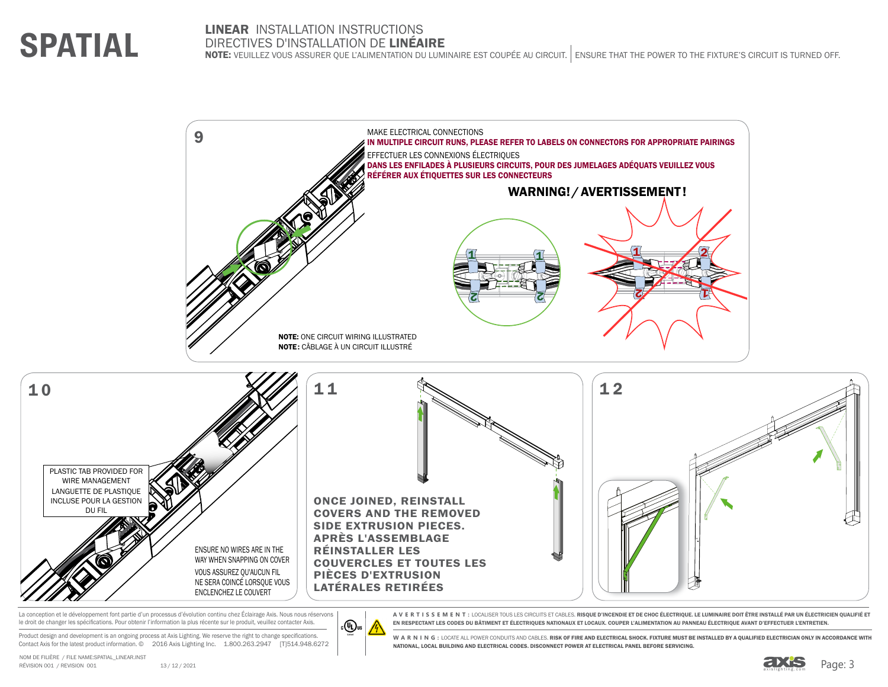# SPATIAL

**LINEAR** INSTALLATION INSTRUCTIONS
DIRECTIVES D'INSTALLATION DE **LINÉAIRE**
**NOTE:** VEUILLEZ VOUS ASSURER QUE L'ALIMENTATION DU LUMINAIRE EST COUPÉE AU CIRCUIT. | ENSURE THAT THE POWER TO THE FIXTURE'S CIRCUIT IS TURNED OFF.

## 9

MAKE ELECTRICAL CONNECTIONS
**IN MULTIPLE CIRCUIT RUNS, PLEASE REFER TO LABELS ON CONNECTORS FOR APPROPRIATE PAIRINGS**

EFFECTUER LES CONNEXIONS ÉLECTRIQUES
**DANS LES ENFILADES À PLUSIEURS CIRCUITS, POUR DES JUMELAGES ADÉQUATS VEUILLEZ VOUS RÉFÉRER AUX ÉTIQUETTES SUR LES CONNECTEURS**

**WARNING! / AVERTISSEMENT!**

**NOTE:** ONE CIRCUIT WIRING ILLUSTRATED
**NOTE:** CÂBLAGE À UN CIRCUIT ILLUSTRÉ

## 10

PLASTIC TAB PROVIDED FOR WIRE MANAGEMENT
LANGUETTE DE PLASTIQUE INCLUSE POUR LA GESTION DU FIL

ENSURE NO WIRES ARE IN THE WAY WHEN SNAPPING ON COVER
VOUS ASSUREZ QU'AUCUN FIL NE SERA COINCÉ LORSQUE VOUS ENCLENCHEZ LE COUVERT

## 11

**ONCE JOINED, REINSTALL COVERS AND THE REMOVED SIDE EXTRUSION PIECES.**
**APRÈS L'ASSEMBLAGE RÉINSTALLER LES COUVERCLES ET TOUTES LES PIÈCES D'EXTRUSION LATÉRALES RETIRÉES**

## 12

La conception et le développement font partie d'un processus d'évolution continu chez Éclairage Axis. Nous nous réservons le droit de changer les spécifications. Pour obtenir l'information la plus récente sur le produit, veuillez contacter Axis.

Product design and development is an ongoing process at Axis Lighting. We reserve the right to change specifications. Contact Axis for the latest product information. © 2016 Axis Lighting Inc. 1.800.263.2947 [T]514.948.6272

**AVERTISSEMENT:** LOCALISER TOUS LES CIRCUITS ET CABLES. **RISQUE D'INCENDIE ET DE CHOC ÉLECTRIQUE. LE LUMINAIRE DOIT ÊTRE INSTALLÉ PAR UN ÉLECTRICIEN QUALIFIÉ ET EN RESPECTANT LES CODES DU BÂTIMENT ET ÉLECTRIQUES NATIONAUX ET LOCAUX. COUPER L'ALIMENTATION AU PANNEAU ÉLECTRIQUE AVANT D'EFFECTUER L'ENTRETIEN.**

**WARNING:** LOCATE ALL POWER CONDUITS AND CABLES. **RISK OF FIRE AND ELECTRICAL SHOCK. FIXTURE MUST BE INSTALLED BY A QUALIFIED ELECTRICIAN ONLY IN ACCORDANCE WITH NATIONAL, LOCAL BUILDING AND ELECTRICAL CODES. DISCONNECT POWER AT ELECTRICAL PANEL BEFORE SERVICING.**

NOM DE FILIÈRE / FILE NAME:SPATIAL_LINEAR.INST
RÉVISION 001 / REVISION 001 13 / 12 / 2021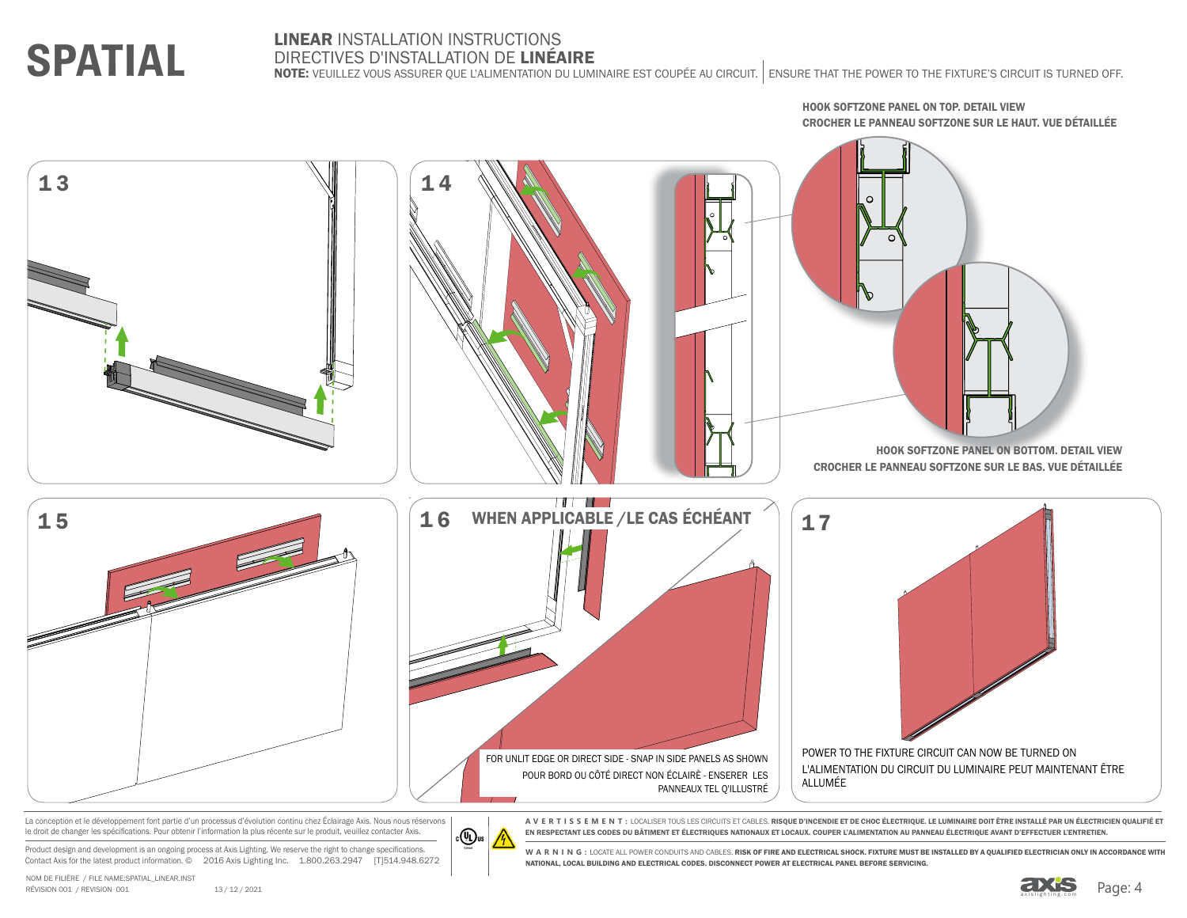# SPATIAL

**LINEAR** INSTALLATION INSTRUCTIONS
DIRECTIVES D'INSTALLATION DE **LINÉAIRE**
**NOTE:** VEUILLEZ VOUS ASSURER QUE L'ALIMENTATION DU LUMINAIRE EST COUPÉE AU CIRCUIT. | ENSURE THAT THE POWER TO THE FIXTURE'S CIRCUIT IS TURNED OFF.

**HOOK SOFTZONE PANEL ON TOP. DETAIL VIEW**
**CROCHER LE PANNEAU SOFTZONE SUR LE HAUT. VUE DÉTAILLÉE**

13

14

**HOOK SOFTZONE PANEL ON BOTTOM. DETAIL VIEW**
**CROCHER LE PANNEAU SOFTZONE SUR LE BAS. VUE DÉTAILLÉE**

15

16 **WHEN APPLICABLE / LE CAS ÉCHÉANT**

FOR UNLIT EDGE OR DIRECT SIDE - SNAP IN SIDE PANELS AS SHOWN
POUR BORD OU CÔTÉ DIRECT NON ÉCLAIRÈ - ENSERER LES PANNEAUX TEL Q'ILLUSTRÉ

17

POWER TO THE FIXTURE CIRCUIT CAN NOW BE TURNED ON
L'ALIMENTATION DU CIRCUIT DU LUMINAIRE PEUT MAINTENANT ÊTRE ALLUMÉE

La conception et le développement font partie d'un processus d'évolution continu chez Éclairage Axis. Nous nous réservons le droit de changer les spécifications. Pour obtenir l'information la plus récente sur le produit, veuillez contacter Axis.

Product design and development is an ongoing process at Axis Lighting. We reserve the right to change specifications. Contact Axis for the latest product information. © 2016 Axis Lighting Inc. 1.800.263.2947 [T]514.948.6272

**AVERTISSEMENT :** LOCALISER TOUS LES CIRCUITS ET CABLES. **RISQUE D'INCENDIE ET DE CHOC ÉLECTRIQUE. LE LUMINAIRE DOIT ÊTRE INSTALLÉ PAR UN ÉLECTRICIEN QUALIFIÉ ET EN RESPECTANT LES CODES DU BÂTIMENT ET ÉLECTRIQUES NATIONAUX ET LOCAUX. COUPER L'ALIMENTATION AU PANNEAU ÉLECTRIQUE AVANT D'EFFECTUER L'ENTRETIEN.**

**WARNING:** LOCATE ALL POWER CONDUITS AND CABLES. **RISK OF FIRE AND ELECTRICAL SHOCK. FIXTURE MUST BE INSTALLED BY A QUALIFIED ELECTRICIAN ONLY IN ACCORDANCE WITH NATIONAL, LOCAL BUILDING AND ELECTRICAL CODES. DISCONNECT POWER AT ELECTRICAL PANEL BEFORE SERVICING.**

NOM DE FILIÈRE / FILE NAME:SPATIAL_LINEAR.INST
RÉVISION 001 / REVISION 001 13 / 12 / 2021